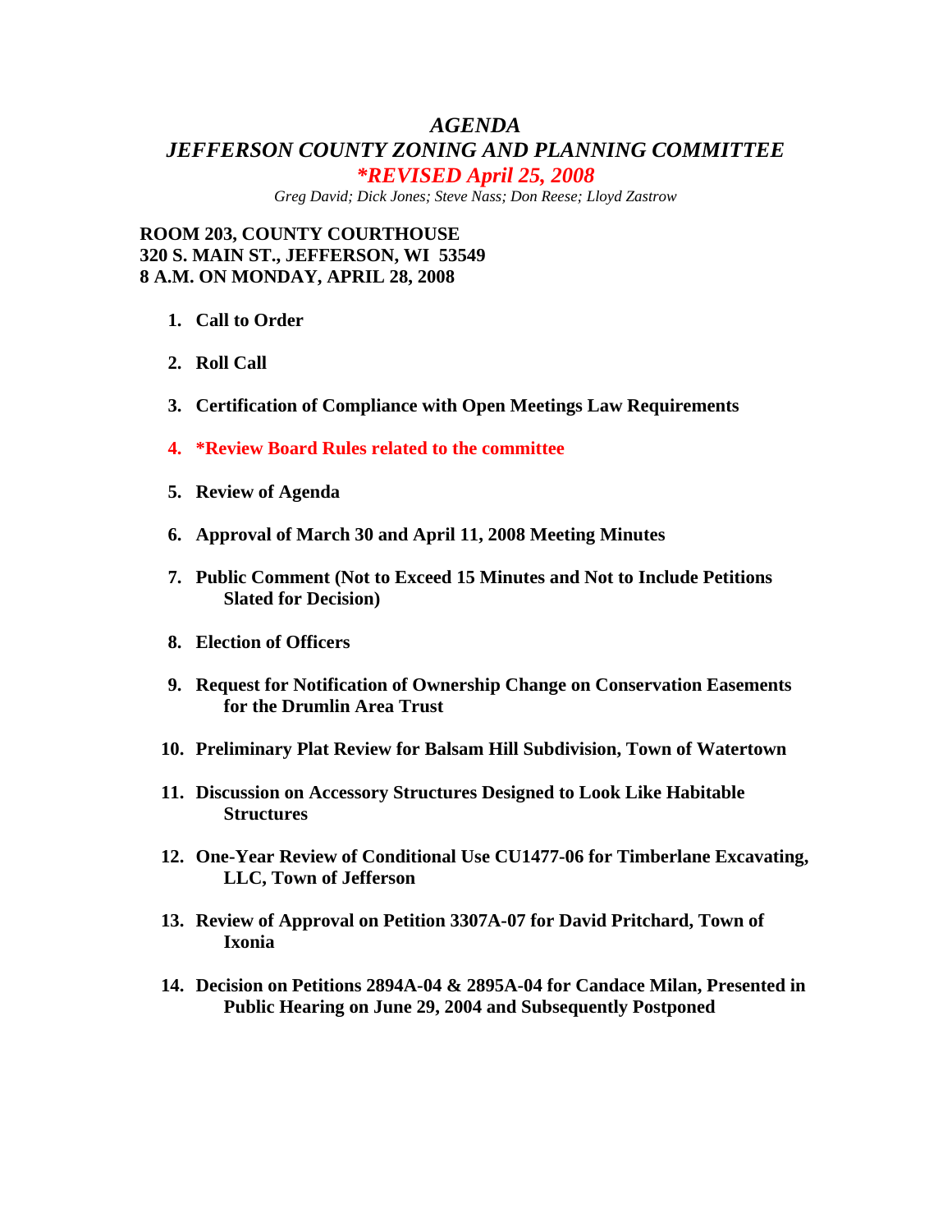# *AGENDA*

## *JEFFERSON COUNTY ZONING AND PLANNING COMMITTEE*

### ***REVISED April 25, 2008***

*Greg David; Dick Jones; Steve Nass; Don Reese; Lloyd Zastrow*

**ROOM 203, COUNTY COURTHOUSE**
**320 S. MAIN ST., JEFFERSON, WI 53549**
**8 A.M. ON MONDAY, APRIL 28, 2008**

1. **Call to Order**
2. **Roll Call**
3. **Certification of Compliance with Open Meetings Law Requirements**
4. ***Review Board Rules related to the committee**
5. **Review of Agenda**
6. **Approval of March 30 and April 11, 2008 Meeting Minutes**
7. **Public Comment (Not to Exceed 15 Minutes and Not to Include Petitions Slated for Decision)**
8. **Election of Officers**
9. **Request for Notification of Ownership Change on Conservation Easements for the Drumlin Area Trust**
10. **Preliminary Plat Review for Balsam Hill Subdivision, Town of Watertown**
11. **Discussion on Accessory Structures Designed to Look Like Habitable Structures**
12. **One-Year Review of Conditional Use CU1477-06 for Timberlane Excavating, LLC, Town of Jefferson**
13. **Review of Approval on Petition 3307A-07 for David Pritchard, Town of Ixonia**
14. **Decision on Petitions 2894A-04 & 2895A-04 for Candace Milan, Presented in Public Hearing on June 29, 2004 and Subsequently Postponed**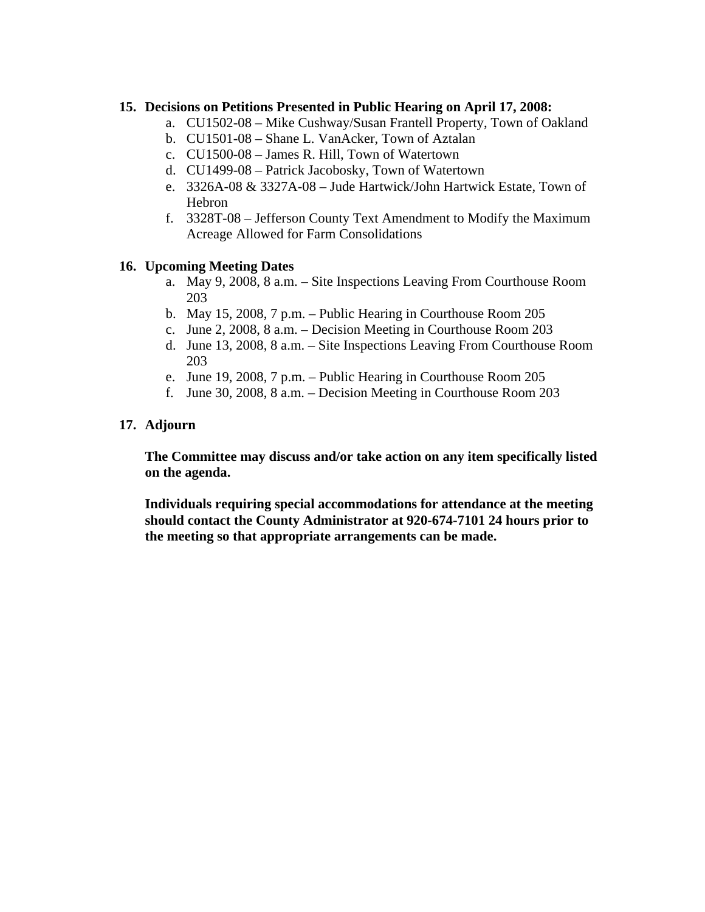**15. Decisions on Petitions Presented in Public Hearing on April 17, 2008:**

a. CU1502-08 – Mike Cushway/Susan Frantell Property, Town of Oakland
b. CU1501-08 – Shane L. VanAcker, Town of Aztalan
c. CU1500-08 – James R. Hill, Town of Watertown
d. CU1499-08 – Patrick Jacobosky, Town of Watertown
e. 3326A-08 & 3327A-08 – Jude Hartwick/John Hartwick Estate, Town of Hebron
f. 3328T-08 – Jefferson County Text Amendment to Modify the Maximum Acreage Allowed for Farm Consolidations

**16. Upcoming Meeting Dates**

a. May 9, 2008, 8 a.m. – Site Inspections Leaving From Courthouse Room 203
b. May 15, 2008, 7 p.m. – Public Hearing in Courthouse Room 205
c. June 2, 2008, 8 a.m. – Decision Meeting in Courthouse Room 203
d. June 13, 2008, 8 a.m. – Site Inspections Leaving From Courthouse Room 203
e. June 19, 2008, 7 p.m. – Public Hearing in Courthouse Room 205
f. June 30, 2008, 8 a.m. – Decision Meeting in Courthouse Room 203

**17. Adjourn**

**The Committee may discuss and/or take action on any item specifically listed on the agenda.**

**Individuals requiring special accommodations for attendance at the meeting should contact the County Administrator at 920-674-7101 24 hours prior to the meeting so that appropriate arrangements can be made.**